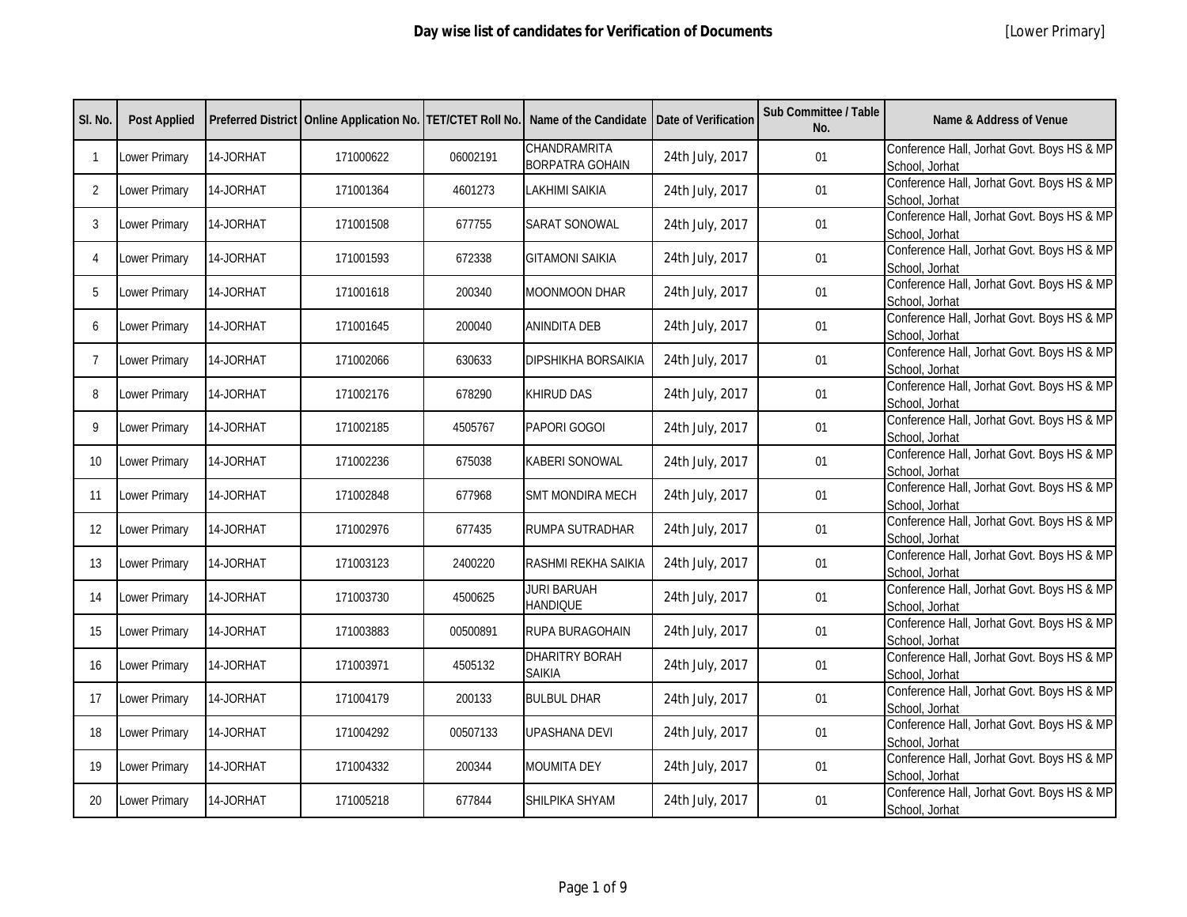# Day wise list of candidates for Verification of Documents

[Lower Primary]

| Sl. No. | Post Applied | Preferred District | Online Application No. | TET/CTET Roll No. | Name of the Candidate | Date of Verification | Sub Committee / Table No. | Name & Address of Venue |
|---|---|---|---|---|---|---|---|---|
| 1 | Lower Primary | 14-JORHAT | 171000622 | 06002191 | CHANDRAMRITA BORPATRA GOHAIN | 24th July, 2017 | 01 | Conference Hall, Jorhat Govt. Boys HS & MP School, Jorhat |
| 2 | Lower Primary | 14-JORHAT | 171001364 | 4601273 | LAKHIMI SAIKIA | 24th July, 2017 | 01 | Conference Hall, Jorhat Govt. Boys HS & MP School, Jorhat |
| 3 | Lower Primary | 14-JORHAT | 171001508 | 677755 | SARAT SONOWAL | 24th July, 2017 | 01 | Conference Hall, Jorhat Govt. Boys HS & MP School, Jorhat |
| 4 | Lower Primary | 14-JORHAT | 171001593 | 672338 | GITAMONI SAIKIA | 24th July, 2017 | 01 | Conference Hall, Jorhat Govt. Boys HS & MP School, Jorhat |
| 5 | Lower Primary | 14-JORHAT | 171001618 | 200340 | MOONMOON DHAR | 24th July, 2017 | 01 | Conference Hall, Jorhat Govt. Boys HS & MP School, Jorhat |
| 6 | Lower Primary | 14-JORHAT | 171001645 | 200040 | ANINDITA DEB | 24th July, 2017 | 01 | Conference Hall, Jorhat Govt. Boys HS & MP School, Jorhat |
| 7 | Lower Primary | 14-JORHAT | 171002066 | 630633 | DIPSHIKHA BORSAIKIA | 24th July, 2017 | 01 | Conference Hall, Jorhat Govt. Boys HS & MP School, Jorhat |
| 8 | Lower Primary | 14-JORHAT | 171002176 | 678290 | KHIRUD DAS | 24th July, 2017 | 01 | Conference Hall, Jorhat Govt. Boys HS & MP School, Jorhat |
| 9 | Lower Primary | 14-JORHAT | 171002185 | 4505767 | PAPORI GOGOI | 24th July, 2017 | 01 | Conference Hall, Jorhat Govt. Boys HS & MP School, Jorhat |
| 10 | Lower Primary | 14-JORHAT | 171002236 | 675038 | KABERI SONOWAL | 24th July, 2017 | 01 | Conference Hall, Jorhat Govt. Boys HS & MP School, Jorhat |
| 11 | Lower Primary | 14-JORHAT | 171002848 | 677968 | SMT MONDIRA MECH | 24th July, 2017 | 01 | Conference Hall, Jorhat Govt. Boys HS & MP School, Jorhat |
| 12 | Lower Primary | 14-JORHAT | 171002976 | 677435 | RUMPA SUTRADHAR | 24th July, 2017 | 01 | Conference Hall, Jorhat Govt. Boys HS & MP School, Jorhat |
| 13 | Lower Primary | 14-JORHAT | 171003123 | 2400220 | RASHMI REKHA SAIKIA | 24th July, 2017 | 01 | Conference Hall, Jorhat Govt. Boys HS & MP School, Jorhat |
| 14 | Lower Primary | 14-JORHAT | 171003730 | 4500625 | JURI BARUAH HANDIQUE | 24th July, 2017 | 01 | Conference Hall, Jorhat Govt. Boys HS & MP School, Jorhat |
| 15 | Lower Primary | 14-JORHAT | 171003883 | 00500891 | RUPA BURAGOHAIN | 24th July, 2017 | 01 | Conference Hall, Jorhat Govt. Boys HS & MP School, Jorhat |
| 16 | Lower Primary | 14-JORHAT | 171003971 | 4505132 | DHARITRY BORAH SAIKIA | 24th July, 2017 | 01 | Conference Hall, Jorhat Govt. Boys HS & MP School, Jorhat |
| 17 | Lower Primary | 14-JORHAT | 171004179 | 200133 | BULBUL DHAR | 24th July, 2017 | 01 | Conference Hall, Jorhat Govt. Boys HS & MP School, Jorhat |
| 18 | Lower Primary | 14-JORHAT | 171004292 | 00507133 | UPASHANA DEVI | 24th July, 2017 | 01 | Conference Hall, Jorhat Govt. Boys HS & MP School, Jorhat |
| 19 | Lower Primary | 14-JORHAT | 171004332 | 200344 | MOUMITA DEY | 24th July, 2017 | 01 | Conference Hall, Jorhat Govt. Boys HS & MP School, Jorhat |
| 20 | Lower Primary | 14-JORHAT | 171005218 | 677844 | SHILPIKA SHYAM | 24th July, 2017 | 01 | Conference Hall, Jorhat Govt. Boys HS & MP School, Jorhat |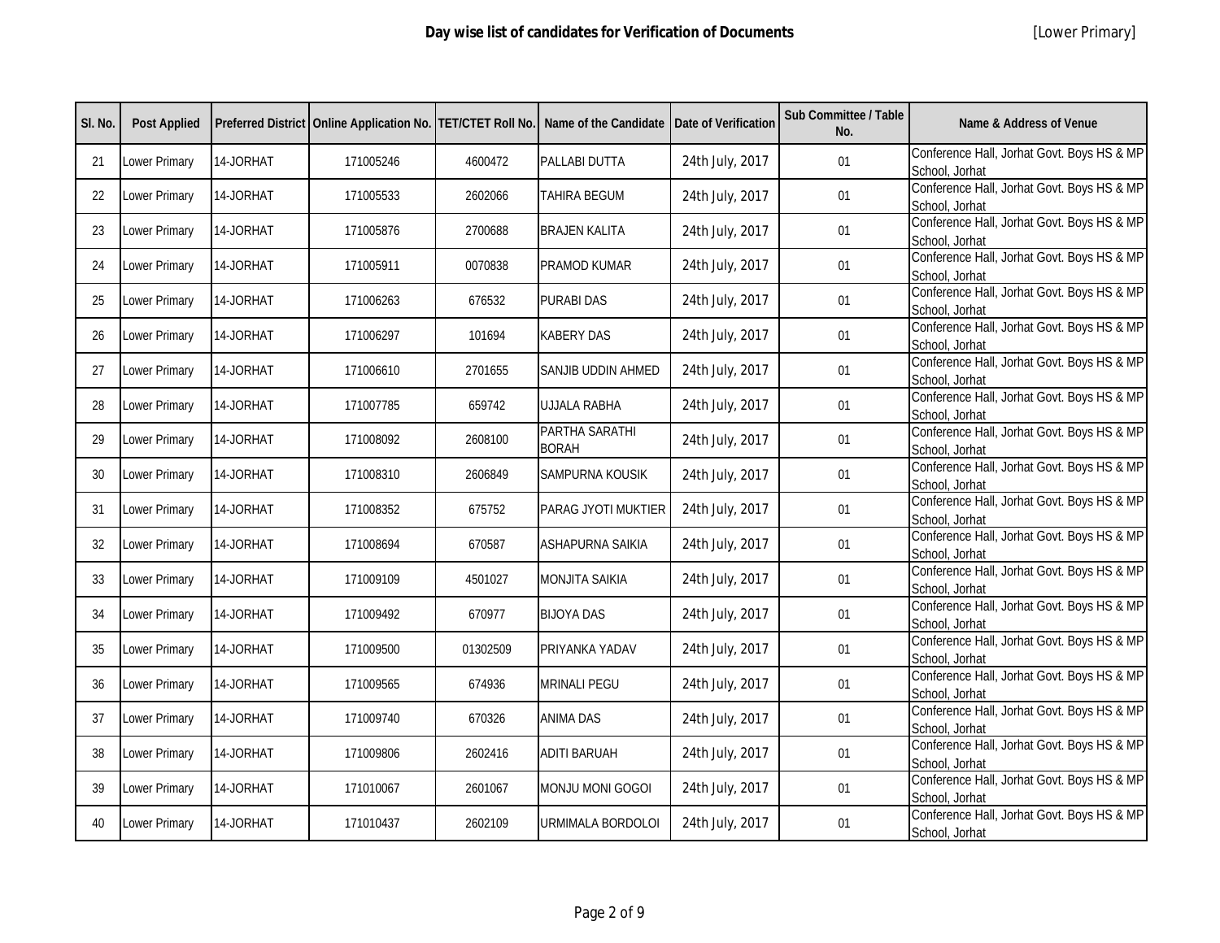# Day wise list of candidates for Verification of Documents

[Lower Primary]

| Sl. No. | Post Applied | Preferred District | Online Application No. | TET/CTET Roll No. | Name of the Candidate | Date of Verification | Sub Committee / Table No. | Name & Address of Venue |
|---|---|---|---|---|---|---|---|---|
| 21 | Lower Primary | 14-JORHAT | 171005246 | 4600472 | PALLABI DUTTA | 24th July, 2017 | 01 | Conference Hall, Jorhat Govt. Boys HS & MP School, Jorhat |
| 22 | Lower Primary | 14-JORHAT | 171005533 | 2602066 | TAHIRA BEGUM | 24th July, 2017 | 01 | Conference Hall, Jorhat Govt. Boys HS & MP School, Jorhat |
| 23 | Lower Primary | 14-JORHAT | 171005876 | 2700688 | BRAJEN KALITA | 24th July, 2017 | 01 | Conference Hall, Jorhat Govt. Boys HS & MP School, Jorhat |
| 24 | Lower Primary | 14-JORHAT | 171005911 | 0070838 | PRAMOD KUMAR | 24th July, 2017 | 01 | Conference Hall, Jorhat Govt. Boys HS & MP School, Jorhat |
| 25 | Lower Primary | 14-JORHAT | 171006263 | 676532 | PURABI DAS | 24th July, 2017 | 01 | Conference Hall, Jorhat Govt. Boys HS & MP School, Jorhat |
| 26 | Lower Primary | 14-JORHAT | 171006297 | 101694 | KABERY DAS | 24th July, 2017 | 01 | Conference Hall, Jorhat Govt. Boys HS & MP School, Jorhat |
| 27 | Lower Primary | 14-JORHAT | 171006610 | 2701655 | SANJIB UDDIN AHMED | 24th July, 2017 | 01 | Conference Hall, Jorhat Govt. Boys HS & MP School, Jorhat |
| 28 | Lower Primary | 14-JORHAT | 171007785 | 659742 | UJJALA RABHA | 24th July, 2017 | 01 | Conference Hall, Jorhat Govt. Boys HS & MP School, Jorhat |
| 29 | Lower Primary | 14-JORHAT | 171008092 | 2608100 | PARTHA SARATHI BORAH | 24th July, 2017 | 01 | Conference Hall, Jorhat Govt. Boys HS & MP School, Jorhat |
| 30 | Lower Primary | 14-JORHAT | 171008310 | 2606849 | SAMPURNA KOUSIK | 24th July, 2017 | 01 | Conference Hall, Jorhat Govt. Boys HS & MP School, Jorhat |
| 31 | Lower Primary | 14-JORHAT | 171008352 | 675752 | PARAG JYOTI MUKTIER | 24th July, 2017 | 01 | Conference Hall, Jorhat Govt. Boys HS & MP School, Jorhat |
| 32 | Lower Primary | 14-JORHAT | 171008694 | 670587 | ASHAPURNA SAIKIA | 24th July, 2017 | 01 | Conference Hall, Jorhat Govt. Boys HS & MP School, Jorhat |
| 33 | Lower Primary | 14-JORHAT | 171009109 | 4501027 | MONJITA SAIKIA | 24th July, 2017 | 01 | Conference Hall, Jorhat Govt. Boys HS & MP School, Jorhat |
| 34 | Lower Primary | 14-JORHAT | 171009492 | 670977 | BIJOYA DAS | 24th July, 2017 | 01 | Conference Hall, Jorhat Govt. Boys HS & MP School, Jorhat |
| 35 | Lower Primary | 14-JORHAT | 171009500 | 01302509 | PRIYANKA YADAV | 24th July, 2017 | 01 | Conference Hall, Jorhat Govt. Boys HS & MP School, Jorhat |
| 36 | Lower Primary | 14-JORHAT | 171009565 | 674936 | MRINALI PEGU | 24th July, 2017 | 01 | Conference Hall, Jorhat Govt. Boys HS & MP School, Jorhat |
| 37 | Lower Primary | 14-JORHAT | 171009740 | 670326 | ANIMA DAS | 24th July, 2017 | 01 | Conference Hall, Jorhat Govt. Boys HS & MP School, Jorhat |
| 38 | Lower Primary | 14-JORHAT | 171009806 | 2602416 | ADITI BARUAH | 24th July, 2017 | 01 | Conference Hall, Jorhat Govt. Boys HS & MP School, Jorhat |
| 39 | Lower Primary | 14-JORHAT | 171010067 | 2601067 | MONJU MONI GOGOI | 24th July, 2017 | 01 | Conference Hall, Jorhat Govt. Boys HS & MP School, Jorhat |
| 40 | Lower Primary | 14-JORHAT | 171010437 | 2602109 | URMIMALA BORDOLOI | 24th July, 2017 | 01 | Conference Hall, Jorhat Govt. Boys HS & MP School, Jorhat |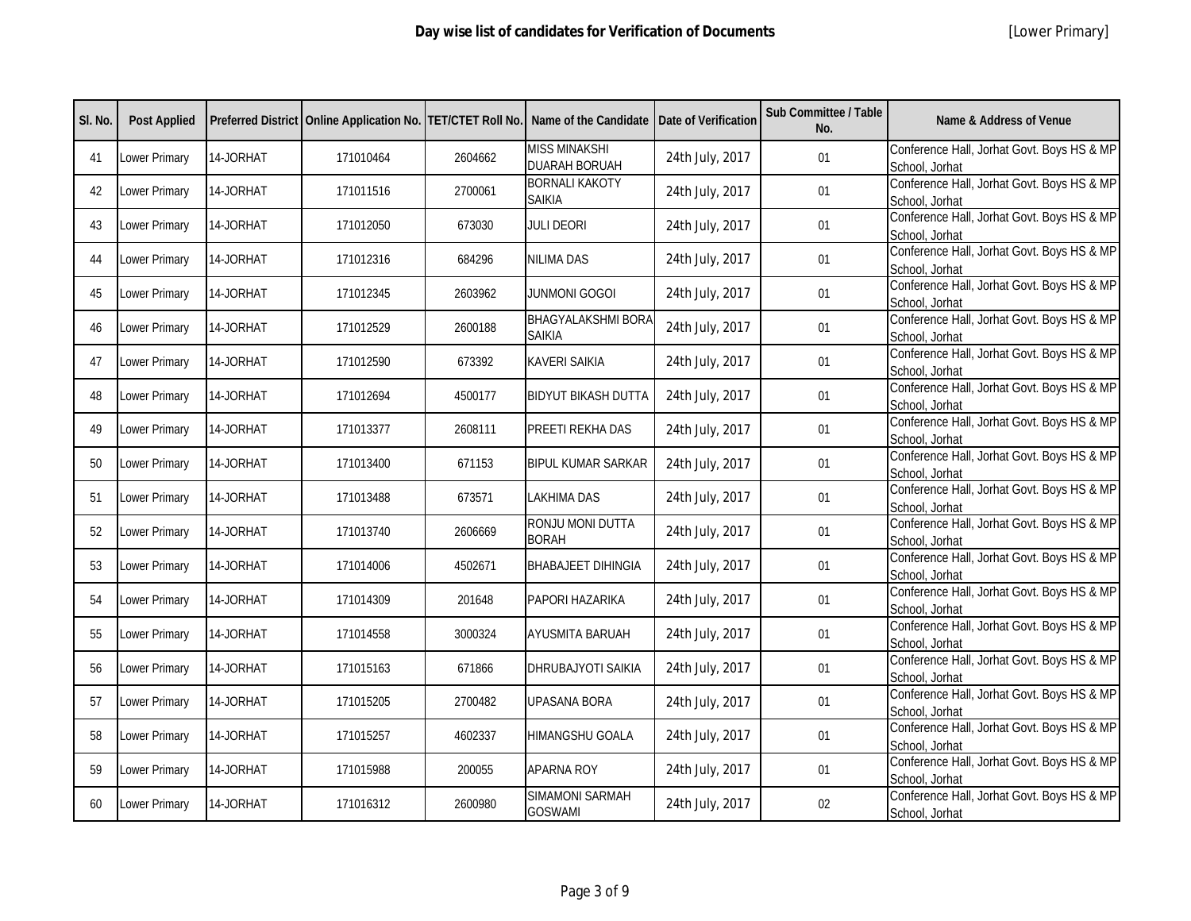# Day wise list of candidates for Verification of Documents

[Lower Primary]

| Sl. No. | Post Applied | Preferred District | Online Application No. | TET/CTET Roll No. | Name of the Candidate | Date of Verification | Sub Committee / Table No. | Name & Address of Venue |
|---|---|---|---|---|---|---|---|---|
| 41 | Lower Primary | 14-JORHAT | 171010464 | 2604662 | MISS MINAKSHI DUARAH BORUAH | 24th July, 2017 | 01 | Conference Hall, Jorhat Govt. Boys HS & MP School, Jorhat |
| 42 | Lower Primary | 14-JORHAT | 171011516 | 2700061 | BORNALI KAKOTY SAIKIA | 24th July, 2017 | 01 | Conference Hall, Jorhat Govt. Boys HS & MP School, Jorhat |
| 43 | Lower Primary | 14-JORHAT | 171012050 | 673030 | JULI DEORI | 24th July, 2017 | 01 | Conference Hall, Jorhat Govt. Boys HS & MP School, Jorhat |
| 44 | Lower Primary | 14-JORHAT | 171012316 | 684296 | NILIMA DAS | 24th July, 2017 | 01 | Conference Hall, Jorhat Govt. Boys HS & MP School, Jorhat |
| 45 | Lower Primary | 14-JORHAT | 171012345 | 2603962 | JUNMONI GOGOI | 24th July, 2017 | 01 | Conference Hall, Jorhat Govt. Boys HS & MP School, Jorhat |
| 46 | Lower Primary | 14-JORHAT | 171012529 | 2600188 | BHAGYALAKSHMI BORA SAIKIA | 24th July, 2017 | 01 | Conference Hall, Jorhat Govt. Boys HS & MP School, Jorhat |
| 47 | Lower Primary | 14-JORHAT | 171012590 | 673392 | KAVERI SAIKIA | 24th July, 2017 | 01 | Conference Hall, Jorhat Govt. Boys HS & MP School, Jorhat |
| 48 | Lower Primary | 14-JORHAT | 171012694 | 4500177 | BIDYUT BIKASH DUTTA | 24th July, 2017 | 01 | Conference Hall, Jorhat Govt. Boys HS & MP School, Jorhat |
| 49 | Lower Primary | 14-JORHAT | 171013377 | 2608111 | PREETI REKHA DAS | 24th July, 2017 | 01 | Conference Hall, Jorhat Govt. Boys HS & MP School, Jorhat |
| 50 | Lower Primary | 14-JORHAT | 171013400 | 671153 | BIPUL KUMAR SARKAR | 24th July, 2017 | 01 | Conference Hall, Jorhat Govt. Boys HS & MP School, Jorhat |
| 51 | Lower Primary | 14-JORHAT | 171013488 | 673571 | LAKHIMA DAS | 24th July, 2017 | 01 | Conference Hall, Jorhat Govt. Boys HS & MP School, Jorhat |
| 52 | Lower Primary | 14-JORHAT | 171013740 | 2606669 | RONJU MONI DUTTA BORAH | 24th July, 2017 | 01 | Conference Hall, Jorhat Govt. Boys HS & MP School, Jorhat |
| 53 | Lower Primary | 14-JORHAT | 171014006 | 4502671 | BHABAJEET DIHINGIA | 24th July, 2017 | 01 | Conference Hall, Jorhat Govt. Boys HS & MP School, Jorhat |
| 54 | Lower Primary | 14-JORHAT | 171014309 | 201648 | PAPORI HAZARIKA | 24th July, 2017 | 01 | Conference Hall, Jorhat Govt. Boys HS & MP School, Jorhat |
| 55 | Lower Primary | 14-JORHAT | 171014558 | 3000324 | AYUSMITA BARUAH | 24th July, 2017 | 01 | Conference Hall, Jorhat Govt. Boys HS & MP School, Jorhat |
| 56 | Lower Primary | 14-JORHAT | 171015163 | 671866 | DHRUBAJYOTI SAIKIA | 24th July, 2017 | 01 | Conference Hall, Jorhat Govt. Boys HS & MP School, Jorhat |
| 57 | Lower Primary | 14-JORHAT | 171015205 | 2700482 | UPASANA BORA | 24th July, 2017 | 01 | Conference Hall, Jorhat Govt. Boys HS & MP School, Jorhat |
| 58 | Lower Primary | 14-JORHAT | 171015257 | 4602337 | HIMANGSHU GOALA | 24th July, 2017 | 01 | Conference Hall, Jorhat Govt. Boys HS & MP School, Jorhat |
| 59 | Lower Primary | 14-JORHAT | 171015988 | 200055 | APARNA ROY | 24th July, 2017 | 01 | Conference Hall, Jorhat Govt. Boys HS & MP School, Jorhat |
| 60 | Lower Primary | 14-JORHAT | 171016312 | 2600980 | SIMAMONI SARMAH GOSWAMI | 24th July, 2017 | 02 | Conference Hall, Jorhat Govt. Boys HS & MP School, Jorhat |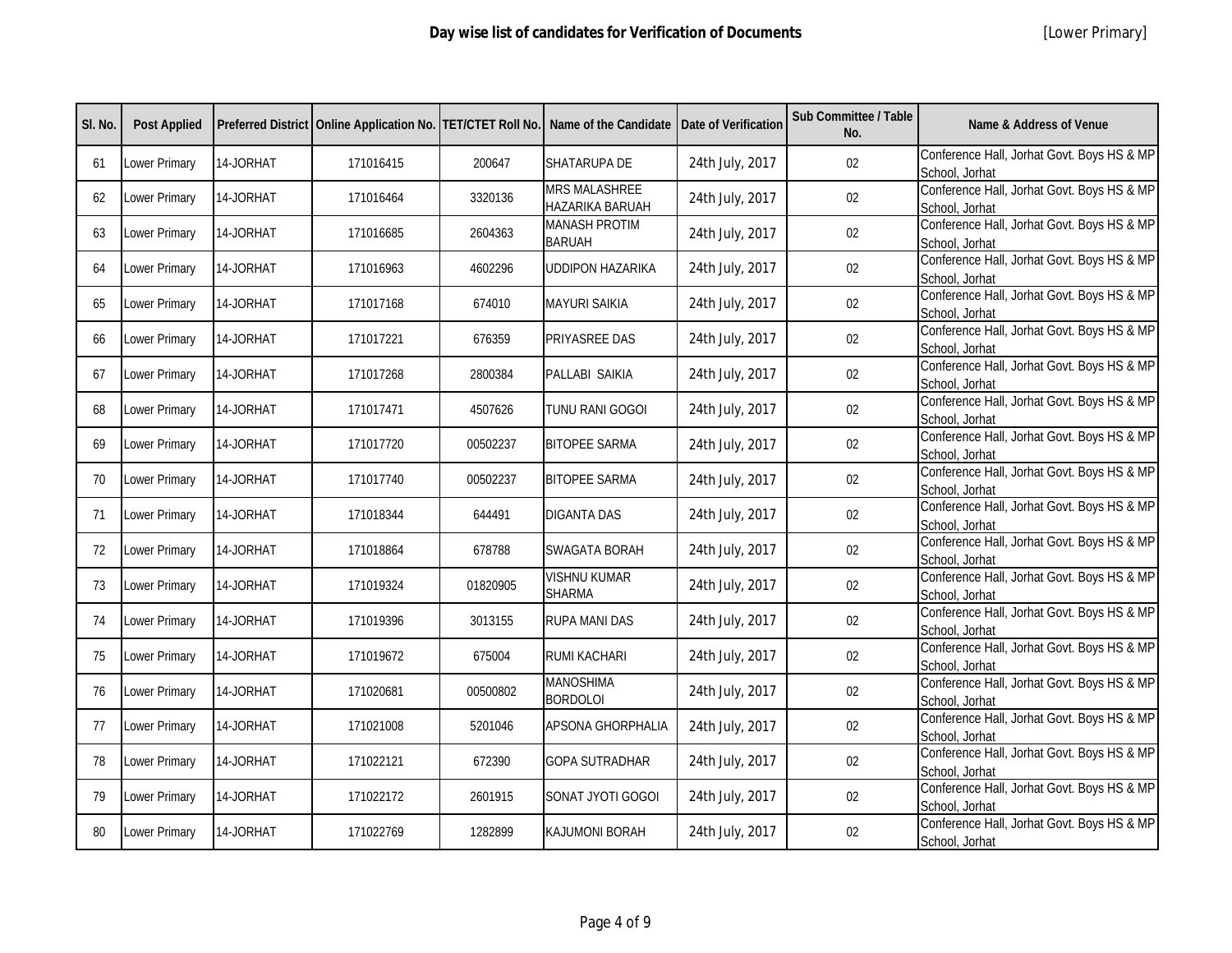**Day wise list of candidates for Verification of Documents** [Lower Primary]

| Sl. No. | Post Applied | Preferred District | Online Application No. | TET/CTET Roll No. | Name of the Candidate | Date of Verification | Sub Committee / Table No. | Name & Address of Venue |
|---|---|---|---|---|---|---|---|---|
| 61 | Lower Primary | 14-JORHAT | 171016415 | 200647 | SHATARUPA DE | 24th July, 2017 | 02 | Conference Hall, Jorhat Govt. Boys HS & MP School, Jorhat |
| 62 | Lower Primary | 14-JORHAT | 171016464 | 3320136 | MRS MALASHREE HAZARIKA BARUAH | 24th July, 2017 | 02 | Conference Hall, Jorhat Govt. Boys HS & MP School, Jorhat |
| 63 | Lower Primary | 14-JORHAT | 171016685 | 2604363 | MANASH PROTIM BARUAH | 24th July, 2017 | 02 | Conference Hall, Jorhat Govt. Boys HS & MP School, Jorhat |
| 64 | Lower Primary | 14-JORHAT | 171016963 | 4602296 | UDDIPON HAZARIKA | 24th July, 2017 | 02 | Conference Hall, Jorhat Govt. Boys HS & MP School, Jorhat |
| 65 | Lower Primary | 14-JORHAT | 171017168 | 674010 | MAYURI SAIKIA | 24th July, 2017 | 02 | Conference Hall, Jorhat Govt. Boys HS & MP School, Jorhat |
| 66 | Lower Primary | 14-JORHAT | 171017221 | 676359 | PRIYASREE DAS | 24th July, 2017 | 02 | Conference Hall, Jorhat Govt. Boys HS & MP School, Jorhat |
| 67 | Lower Primary | 14-JORHAT | 171017268 | 2800384 | PALLABI SAIKIA | 24th July, 2017 | 02 | Conference Hall, Jorhat Govt. Boys HS & MP School, Jorhat |
| 68 | Lower Primary | 14-JORHAT | 171017471 | 4507626 | TUNU RANI GOGOI | 24th July, 2017 | 02 | Conference Hall, Jorhat Govt. Boys HS & MP School, Jorhat |
| 69 | Lower Primary | 14-JORHAT | 171017720 | 00502237 | BITOPEE SARMA | 24th July, 2017 | 02 | Conference Hall, Jorhat Govt. Boys HS & MP School, Jorhat |
| 70 | Lower Primary | 14-JORHAT | 171017740 | 00502237 | BITOPEE SARMA | 24th July, 2017 | 02 | Conference Hall, Jorhat Govt. Boys HS & MP School, Jorhat |
| 71 | Lower Primary | 14-JORHAT | 171018344 | 644491 | DIGANTA DAS | 24th July, 2017 | 02 | Conference Hall, Jorhat Govt. Boys HS & MP School, Jorhat |
| 72 | Lower Primary | 14-JORHAT | 171018864 | 678788 | SWAGATA BORAH | 24th July, 2017 | 02 | Conference Hall, Jorhat Govt. Boys HS & MP School, Jorhat |
| 73 | Lower Primary | 14-JORHAT | 171019324 | 01820905 | VISHNU KUMAR SHARMA | 24th July, 2017 | 02 | Conference Hall, Jorhat Govt. Boys HS & MP School, Jorhat |
| 74 | Lower Primary | 14-JORHAT | 171019396 | 3013155 | RUPA MANI DAS | 24th July, 2017 | 02 | Conference Hall, Jorhat Govt. Boys HS & MP School, Jorhat |
| 75 | Lower Primary | 14-JORHAT | 171019672 | 675004 | RUMI KACHARI | 24th July, 2017 | 02 | Conference Hall, Jorhat Govt. Boys HS & MP School, Jorhat |
| 76 | Lower Primary | 14-JORHAT | 171020681 | 00500802 | MANOSHIMA BORDOLOI | 24th July, 2017 | 02 | Conference Hall, Jorhat Govt. Boys HS & MP School, Jorhat |
| 77 | Lower Primary | 14-JORHAT | 171021008 | 5201046 | APSONA GHORPHALIA | 24th July, 2017 | 02 | Conference Hall, Jorhat Govt. Boys HS & MP School, Jorhat |
| 78 | Lower Primary | 14-JORHAT | 171022121 | 672390 | GOPA SUTRADHAR | 24th July, 2017 | 02 | Conference Hall, Jorhat Govt. Boys HS & MP School, Jorhat |
| 79 | Lower Primary | 14-JORHAT | 171022172 | 2601915 | SONAT JYOTI GOGOI | 24th July, 2017 | 02 | Conference Hall, Jorhat Govt. Boys HS & MP School, Jorhat |
| 80 | Lower Primary | 14-JORHAT | 171022769 | 1282899 | KAJUMONI BORAH | 24th July, 2017 | 02 | Conference Hall, Jorhat Govt. Boys HS & MP School, Jorhat |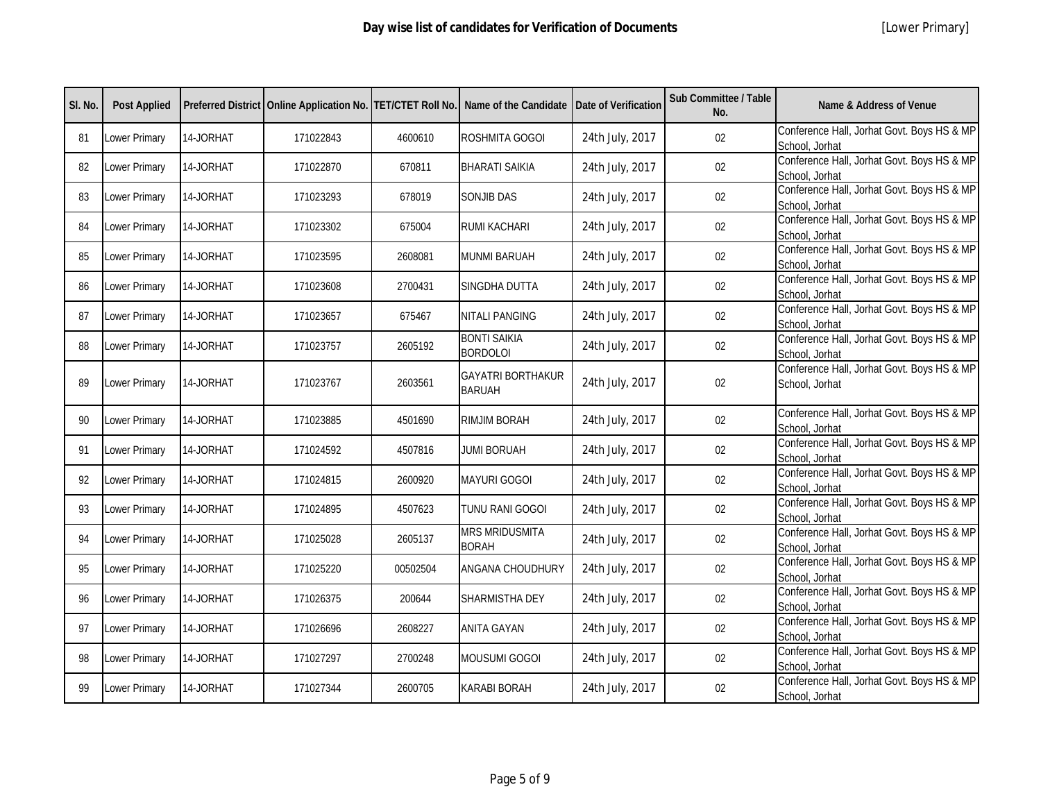**Day wise list of candidates for Verification of Documents** [Lower Primary]

| Sl. No. | Post Applied | Preferred District | Online Application No. | TET/CTET Roll No. | Name of the Candidate | Date of Verification | Sub Committee / Table No. | Name & Address of Venue |
|---|---|---|---|---|---|---|---|---|
| 81 | Lower Primary | 14-JORHAT | 171022843 | 4600610 | ROSHMITA GOGOI | 24th July, 2017 | 02 | Conference Hall, Jorhat Govt. Boys HS & MP School, Jorhat |
| 82 | Lower Primary | 14-JORHAT | 171022870 | 670811 | BHARATI SAIKIA | 24th July, 2017 | 02 | Conference Hall, Jorhat Govt. Boys HS & MP School, Jorhat |
| 83 | Lower Primary | 14-JORHAT | 171023293 | 678019 | SONJIB DAS | 24th July, 2017 | 02 | Conference Hall, Jorhat Govt. Boys HS & MP School, Jorhat |
| 84 | Lower Primary | 14-JORHAT | 171023302 | 675004 | RUMI KACHARI | 24th July, 2017 | 02 | Conference Hall, Jorhat Govt. Boys HS & MP School, Jorhat |
| 85 | Lower Primary | 14-JORHAT | 171023595 | 2608081 | MUNMI BARUAH | 24th July, 2017 | 02 | Conference Hall, Jorhat Govt. Boys HS & MP School, Jorhat |
| 86 | Lower Primary | 14-JORHAT | 171023608 | 2700431 | SINGDHA DUTTA | 24th July, 2017 | 02 | Conference Hall, Jorhat Govt. Boys HS & MP School, Jorhat |
| 87 | Lower Primary | 14-JORHAT | 171023657 | 675467 | NITALI PANGING | 24th July, 2017 | 02 | Conference Hall, Jorhat Govt. Boys HS & MP School, Jorhat |
| 88 | Lower Primary | 14-JORHAT | 171023757 | 2605192 | BONTI SAIKIA BORDOLOI | 24th July, 2017 | 02 | Conference Hall, Jorhat Govt. Boys HS & MP School, Jorhat |
| 89 | Lower Primary | 14-JORHAT | 171023767 | 2603561 | GAYATRI BORTHAKUR BARUAH | 24th July, 2017 | 02 | Conference Hall, Jorhat Govt. Boys HS & MP School, Jorhat |
| 90 | Lower Primary | 14-JORHAT | 171023885 | 4501690 | RIMJIM BORAH | 24th July, 2017 | 02 | Conference Hall, Jorhat Govt. Boys HS & MP School, Jorhat |
| 91 | Lower Primary | 14-JORHAT | 171024592 | 4507816 | JUMI BORUAH | 24th July, 2017 | 02 | Conference Hall, Jorhat Govt. Boys HS & MP School, Jorhat |
| 92 | Lower Primary | 14-JORHAT | 171024815 | 2600920 | MAYURI GOGOI | 24th July, 2017 | 02 | Conference Hall, Jorhat Govt. Boys HS & MP School, Jorhat |
| 93 | Lower Primary | 14-JORHAT | 171024895 | 4507623 | TUNU RANI GOGOI | 24th July, 2017 | 02 | Conference Hall, Jorhat Govt. Boys HS & MP School, Jorhat |
| 94 | Lower Primary | 14-JORHAT | 171025028 | 2605137 | MRS MRIDUSMITA BORAH | 24th July, 2017 | 02 | Conference Hall, Jorhat Govt. Boys HS & MP School, Jorhat |
| 95 | Lower Primary | 14-JORHAT | 171025220 | 00502504 | ANGANA CHOUDHURY | 24th July, 2017 | 02 | Conference Hall, Jorhat Govt. Boys HS & MP School, Jorhat |
| 96 | Lower Primary | 14-JORHAT | 171026375 | 200644 | SHARMISTHA DEY | 24th July, 2017 | 02 | Conference Hall, Jorhat Govt. Boys HS & MP School, Jorhat |
| 97 | Lower Primary | 14-JORHAT | 171026696 | 2608227 | ANITA GAYAN | 24th July, 2017 | 02 | Conference Hall, Jorhat Govt. Boys HS & MP School, Jorhat |
| 98 | Lower Primary | 14-JORHAT | 171027297 | 2700248 | MOUSUMI GOGOI | 24th July, 2017 | 02 | Conference Hall, Jorhat Govt. Boys HS & MP School, Jorhat |
| 99 | Lower Primary | 14-JORHAT | 171027344 | 2600705 | KARABI BORAH | 24th July, 2017 | 02 | Conference Hall, Jorhat Govt. Boys HS & MP School, Jorhat |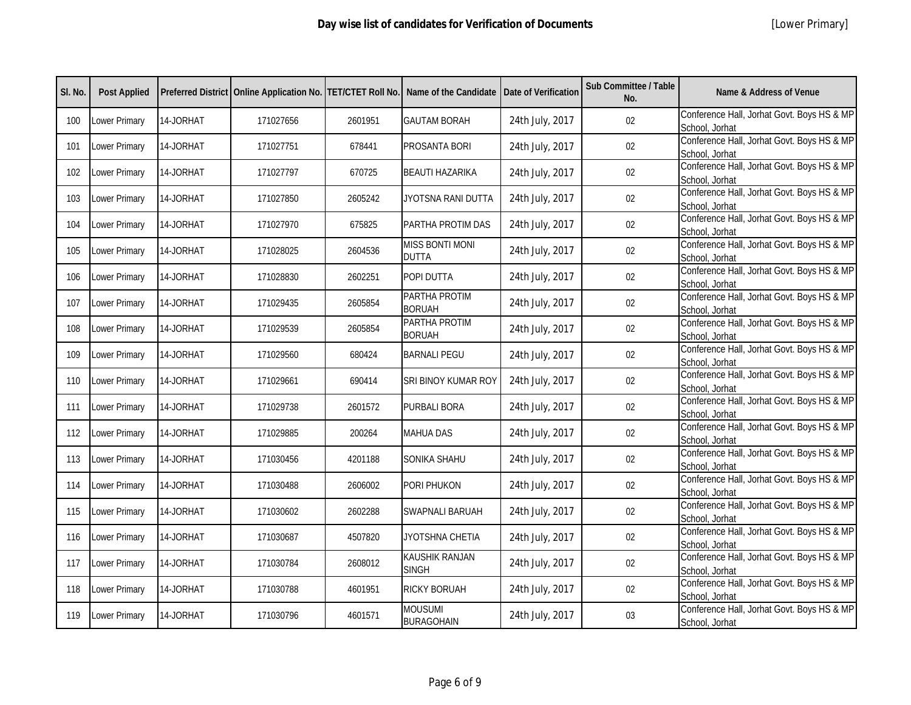# Day wise list of candidates for Verification of Documents

[Lower Primary]

| Sl. No. | Post Applied | Preferred District | Online Application No. | TET/CTET Roll No. | Name of the Candidate | Date of Verification | Sub Committee / Table No. | Name & Address of Venue |
|---|---|---|---|---|---|---|---|---|
| 100 | Lower Primary | 14-JORHAT | 171027656 | 2601951 | GAUTAM BORAH | 24th July, 2017 | 02 | Conference Hall, Jorhat Govt. Boys HS & MP School, Jorhat |
| 101 | Lower Primary | 14-JORHAT | 171027751 | 678441 | PROSANTA BORI | 24th July, 2017 | 02 | Conference Hall, Jorhat Govt. Boys HS & MP School, Jorhat |
| 102 | Lower Primary | 14-JORHAT | 171027797 | 670725 | BEAUTI HAZARIKA | 24th July, 2017 | 02 | Conference Hall, Jorhat Govt. Boys HS & MP School, Jorhat |
| 103 | Lower Primary | 14-JORHAT | 171027850 | 2605242 | JYOTSNA RANI DUTTA | 24th July, 2017 | 02 | Conference Hall, Jorhat Govt. Boys HS & MP School, Jorhat |
| 104 | Lower Primary | 14-JORHAT | 171027970 | 675825 | PARTHA PROTIM DAS | 24th July, 2017 | 02 | Conference Hall, Jorhat Govt. Boys HS & MP School, Jorhat |
| 105 | Lower Primary | 14-JORHAT | 171028025 | 2604536 | MISS BONTI MONI DUTTA | 24th July, 2017 | 02 | Conference Hall, Jorhat Govt. Boys HS & MP School, Jorhat |
| 106 | Lower Primary | 14-JORHAT | 171028830 | 2602251 | POPI DUTTA | 24th July, 2017 | 02 | Conference Hall, Jorhat Govt. Boys HS & MP School, Jorhat |
| 107 | Lower Primary | 14-JORHAT | 171029435 | 2605854 | PARTHA PROTIM BORUAH | 24th July, 2017 | 02 | Conference Hall, Jorhat Govt. Boys HS & MP School, Jorhat |
| 108 | Lower Primary | 14-JORHAT | 171029539 | 2605854 | PARTHA PROTIM BORUAH | 24th July, 2017 | 02 | Conference Hall, Jorhat Govt. Boys HS & MP School, Jorhat |
| 109 | Lower Primary | 14-JORHAT | 171029560 | 680424 | BARNALI PEGU | 24th July, 2017 | 02 | Conference Hall, Jorhat Govt. Boys HS & MP School, Jorhat |
| 110 | Lower Primary | 14-JORHAT | 171029661 | 690414 | SRI BINOY KUMAR ROY | 24th July, 2017 | 02 | Conference Hall, Jorhat Govt. Boys HS & MP School, Jorhat |
| 111 | Lower Primary | 14-JORHAT | 171029738 | 2601572 | PURBALI BORA | 24th July, 2017 | 02 | Conference Hall, Jorhat Govt. Boys HS & MP School, Jorhat |
| 112 | Lower Primary | 14-JORHAT | 171029885 | 200264 | MAHUA DAS | 24th July, 2017 | 02 | Conference Hall, Jorhat Govt. Boys HS & MP School, Jorhat |
| 113 | Lower Primary | 14-JORHAT | 171030456 | 4201188 | SONIKA SHAHU | 24th July, 2017 | 02 | Conference Hall, Jorhat Govt. Boys HS & MP School, Jorhat |
| 114 | Lower Primary | 14-JORHAT | 171030488 | 2606002 | PORI PHUKON | 24th July, 2017 | 02 | Conference Hall, Jorhat Govt. Boys HS & MP School, Jorhat |
| 115 | Lower Primary | 14-JORHAT | 171030602 | 2602288 | SWAPNALI BARUAH | 24th July, 2017 | 02 | Conference Hall, Jorhat Govt. Boys HS & MP School, Jorhat |
| 116 | Lower Primary | 14-JORHAT | 171030687 | 4507820 | JYOTSHNA CHETIA | 24th July, 2017 | 02 | Conference Hall, Jorhat Govt. Boys HS & MP School, Jorhat |
| 117 | Lower Primary | 14-JORHAT | 171030784 | 2608012 | KAUSHIK RANJAN SINGH | 24th July, 2017 | 02 | Conference Hall, Jorhat Govt. Boys HS & MP School, Jorhat |
| 118 | Lower Primary | 14-JORHAT | 171030788 | 4601951 | RICKY BORUAH | 24th July, 2017 | 02 | Conference Hall, Jorhat Govt. Boys HS & MP School, Jorhat |
| 119 | Lower Primary | 14-JORHAT | 171030796 | 4601571 | MOUSUMI BURAGOHAIN | 24th July, 2017 | 03 | Conference Hall, Jorhat Govt. Boys HS & MP School, Jorhat |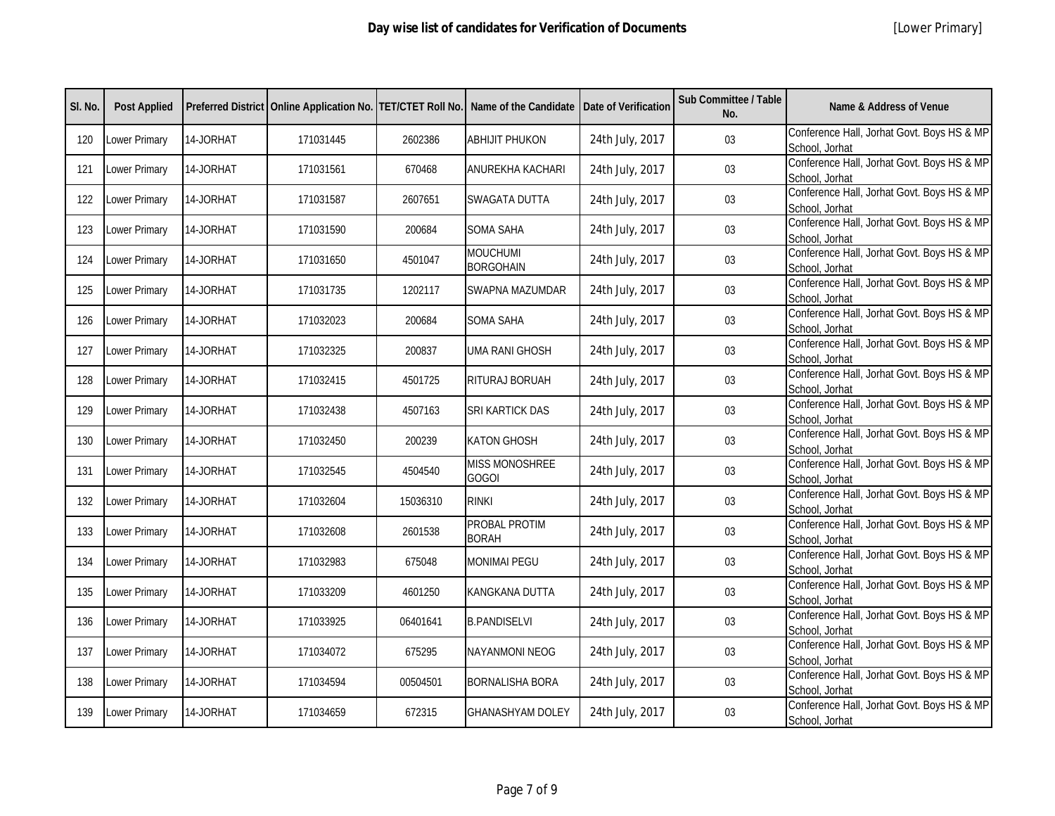**Day wise list of candidates for Verification of Documents** [Lower Primary]

| Sl. No. | Post Applied | Preferred District | Online Application No. | TET/CTET Roll No. | Name of the Candidate | Date of Verification | Sub Committee / Table No. | Name & Address of Venue |
|---|---|---|---|---|---|---|---|---|
| 120 | Lower Primary | 14-JORHAT | 171031445 | 2602386 | ABHIJIT PHUKON | 24th July, 2017 | 03 | Conference Hall, Jorhat Govt. Boys HS & MP School, Jorhat |
| 121 | Lower Primary | 14-JORHAT | 171031561 | 670468 | ANUREKHA KACHARI | 24th July, 2017 | 03 | Conference Hall, Jorhat Govt. Boys HS & MP School, Jorhat |
| 122 | Lower Primary | 14-JORHAT | 171031587 | 2607651 | SWAGATA DUTTA | 24th July, 2017 | 03 | Conference Hall, Jorhat Govt. Boys HS & MP School, Jorhat |
| 123 | Lower Primary | 14-JORHAT | 171031590 | 200684 | SOMA SAHA | 24th July, 2017 | 03 | Conference Hall, Jorhat Govt. Boys HS & MP School, Jorhat |
| 124 | Lower Primary | 14-JORHAT | 171031650 | 4501047 | MOUCHUMI BORGOHAIN | 24th July, 2017 | 03 | Conference Hall, Jorhat Govt. Boys HS & MP School, Jorhat |
| 125 | Lower Primary | 14-JORHAT | 171031735 | 1202117 | SWAPNA MAZUMDAR | 24th July, 2017 | 03 | Conference Hall, Jorhat Govt. Boys HS & MP School, Jorhat |
| 126 | Lower Primary | 14-JORHAT | 171032023 | 200684 | SOMA SAHA | 24th July, 2017 | 03 | Conference Hall, Jorhat Govt. Boys HS & MP School, Jorhat |
| 127 | Lower Primary | 14-JORHAT | 171032325 | 200837 | UMA RANI GHOSH | 24th July, 2017 | 03 | Conference Hall, Jorhat Govt. Boys HS & MP School, Jorhat |
| 128 | Lower Primary | 14-JORHAT | 171032415 | 4501725 | RITURAJ BORUAH | 24th July, 2017 | 03 | Conference Hall, Jorhat Govt. Boys HS & MP School, Jorhat |
| 129 | Lower Primary | 14-JORHAT | 171032438 | 4507163 | SRI KARTICK DAS | 24th July, 2017 | 03 | Conference Hall, Jorhat Govt. Boys HS & MP School, Jorhat |
| 130 | Lower Primary | 14-JORHAT | 171032450 | 200239 | KATON GHOSH | 24th July, 2017 | 03 | Conference Hall, Jorhat Govt. Boys HS & MP School, Jorhat |
| 131 | Lower Primary | 14-JORHAT | 171032545 | 4504540 | MISS MONOSHREE GOGOI | 24th July, 2017 | 03 | Conference Hall, Jorhat Govt. Boys HS & MP School, Jorhat |
| 132 | Lower Primary | 14-JORHAT | 171032604 | 15036310 | RINKI | 24th July, 2017 | 03 | Conference Hall, Jorhat Govt. Boys HS & MP School, Jorhat |
| 133 | Lower Primary | 14-JORHAT | 171032608 | 2601538 | PROBAL PROTIM BORAH | 24th July, 2017 | 03 | Conference Hall, Jorhat Govt. Boys HS & MP School, Jorhat |
| 134 | Lower Primary | 14-JORHAT | 171032983 | 675048 | MONIMAI PEGU | 24th July, 2017 | 03 | Conference Hall, Jorhat Govt. Boys HS & MP School, Jorhat |
| 135 | Lower Primary | 14-JORHAT | 171033209 | 4601250 | KANGKANA DUTTA | 24th July, 2017 | 03 | Conference Hall, Jorhat Govt. Boys HS & MP School, Jorhat |
| 136 | Lower Primary | 14-JORHAT | 171033925 | 06401641 | B.PANDISELVI | 24th July, 2017 | 03 | Conference Hall, Jorhat Govt. Boys HS & MP School, Jorhat |
| 137 | Lower Primary | 14-JORHAT | 171034072 | 675295 | NAYANMONI NEOG | 24th July, 2017 | 03 | Conference Hall, Jorhat Govt. Boys HS & MP School, Jorhat |
| 138 | Lower Primary | 14-JORHAT | 171034594 | 00504501 | BORNALISHA BORA | 24th July, 2017 | 03 | Conference Hall, Jorhat Govt. Boys HS & MP School, Jorhat |
| 139 | Lower Primary | 14-JORHAT | 171034659 | 672315 | GHANASHYAM DOLEY | 24th July, 2017 | 03 | Conference Hall, Jorhat Govt. Boys HS & MP School, Jorhat |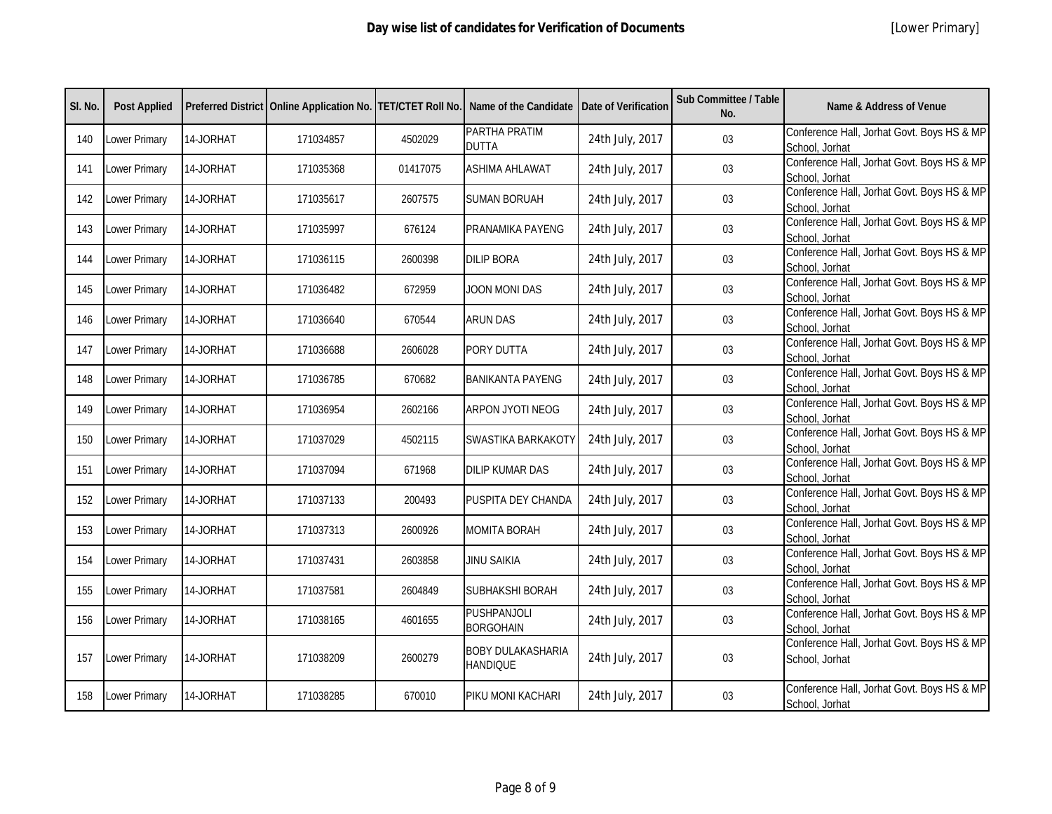## Day wise list of candidates for Verification of Documents

[Lower Primary]

| Sl. No. | Post Applied | Preferred District | Online Application No. | TET/CTET Roll No. | Name of the Candidate | Date of Verification | Sub Committee / Table No. | Name & Address of Venue |
|---|---|---|---|---|---|---|---|---|
| 140 | Lower Primary | 14-JORHAT | 171034857 | 4502029 | PARTHA PRATIM DUTTA | 24th July, 2017 | 03 | Conference Hall, Jorhat Govt. Boys HS & MP School, Jorhat |
| 141 | Lower Primary | 14-JORHAT | 171035368 | 01417075 | ASHIMA AHLAWAT | 24th July, 2017 | 03 | Conference Hall, Jorhat Govt. Boys HS & MP School, Jorhat |
| 142 | Lower Primary | 14-JORHAT | 171035617 | 2607575 | SUMAN BORUAH | 24th July, 2017 | 03 | Conference Hall, Jorhat Govt. Boys HS & MP School, Jorhat |
| 143 | Lower Primary | 14-JORHAT | 171035997 | 676124 | PRANAMIKA PAYENG | 24th July, 2017 | 03 | Conference Hall, Jorhat Govt. Boys HS & MP School, Jorhat |
| 144 | Lower Primary | 14-JORHAT | 171036115 | 2600398 | DILIP BORA | 24th July, 2017 | 03 | Conference Hall, Jorhat Govt. Boys HS & MP School, Jorhat |
| 145 | Lower Primary | 14-JORHAT | 171036482 | 672959 | JOON MONI DAS | 24th July, 2017 | 03 | Conference Hall, Jorhat Govt. Boys HS & MP School, Jorhat |
| 146 | Lower Primary | 14-JORHAT | 171036640 | 670544 | ARUN DAS | 24th July, 2017 | 03 | Conference Hall, Jorhat Govt. Boys HS & MP School, Jorhat |
| 147 | Lower Primary | 14-JORHAT | 171036688 | 2606028 | PORY DUTTA | 24th July, 2017 | 03 | Conference Hall, Jorhat Govt. Boys HS & MP School, Jorhat |
| 148 | Lower Primary | 14-JORHAT | 171036785 | 670682 | BANIKANTA PAYENG | 24th July, 2017 | 03 | Conference Hall, Jorhat Govt. Boys HS & MP School, Jorhat |
| 149 | Lower Primary | 14-JORHAT | 171036954 | 2602166 | ARPON JYOTI NEOG | 24th July, 2017 | 03 | Conference Hall, Jorhat Govt. Boys HS & MP School, Jorhat |
| 150 | Lower Primary | 14-JORHAT | 171037029 | 4502115 | SWASTIKA BARKAKOTY | 24th July, 2017 | 03 | Conference Hall, Jorhat Govt. Boys HS & MP School, Jorhat |
| 151 | Lower Primary | 14-JORHAT | 171037094 | 671968 | DILIP KUMAR DAS | 24th July, 2017 | 03 | Conference Hall, Jorhat Govt. Boys HS & MP School, Jorhat |
| 152 | Lower Primary | 14-JORHAT | 171037133 | 200493 | PUSPITA DEY CHANDA | 24th July, 2017 | 03 | Conference Hall, Jorhat Govt. Boys HS & MP School, Jorhat |
| 153 | Lower Primary | 14-JORHAT | 171037313 | 2600926 | MOMITA BORAH | 24th July, 2017 | 03 | Conference Hall, Jorhat Govt. Boys HS & MP School, Jorhat |
| 154 | Lower Primary | 14-JORHAT | 171037431 | 2603858 | JINU SAIKIA | 24th July, 2017 | 03 | Conference Hall, Jorhat Govt. Boys HS & MP School, Jorhat |
| 155 | Lower Primary | 14-JORHAT | 171037581 | 2604849 | SUBHAKSHI BORAH | 24th July, 2017 | 03 | Conference Hall, Jorhat Govt. Boys HS & MP School, Jorhat |
| 156 | Lower Primary | 14-JORHAT | 171038165 | 4601655 | PUSHPANJOLI BORGOHAIN | 24th July, 2017 | 03 | Conference Hall, Jorhat Govt. Boys HS & MP School, Jorhat |
| 157 | Lower Primary | 14-JORHAT | 171038209 | 2600279 | BOBY DULAKASHARIA HANDIQUE | 24th July, 2017 | 03 | Conference Hall, Jorhat Govt. Boys HS & MP School, Jorhat |
| 158 | Lower Primary | 14-JORHAT | 171038285 | 670010 | PIKU MONI KACHARI | 24th July, 2017 | 03 | Conference Hall, Jorhat Govt. Boys HS & MP School, Jorhat |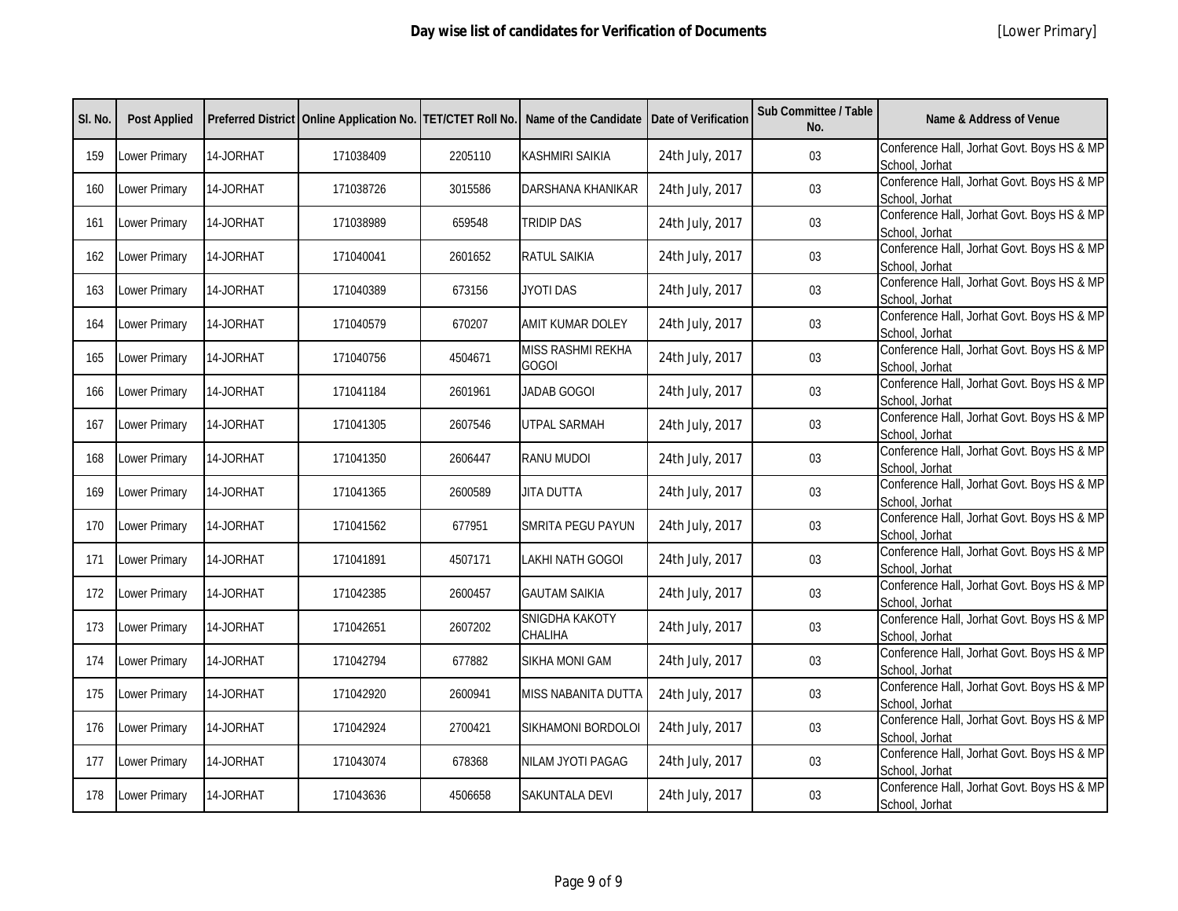# Day wise list of candidates for Verification of Documents

[Lower Primary]

| Sl. No. | Post Applied | Preferred District | Online Application No. | TET/CTET Roll No. | Name of the Candidate | Date of Verification | Sub Committee / Table No. | Name & Address of Venue |
|---|---|---|---|---|---|---|---|---|
| 159 | Lower Primary | 14-JORHAT | 171038409 | 2205110 | KASHMIRI SAIKIA | 24th July, 2017 | 03 | Conference Hall, Jorhat Govt. Boys HS & MP School, Jorhat |
| 160 | Lower Primary | 14-JORHAT | 171038726 | 3015586 | DARSHANA KHANIKAR | 24th July, 2017 | 03 | Conference Hall, Jorhat Govt. Boys HS & MP School, Jorhat |
| 161 | Lower Primary | 14-JORHAT | 171038989 | 659548 | TRIDIP DAS | 24th July, 2017 | 03 | Conference Hall, Jorhat Govt. Boys HS & MP School, Jorhat |
| 162 | Lower Primary | 14-JORHAT | 171040041 | 2601652 | RATUL SAIKIA | 24th July, 2017 | 03 | Conference Hall, Jorhat Govt. Boys HS & MP School, Jorhat |
| 163 | Lower Primary | 14-JORHAT | 171040389 | 673156 | JYOTI DAS | 24th July, 2017 | 03 | Conference Hall, Jorhat Govt. Boys HS & MP School, Jorhat |
| 164 | Lower Primary | 14-JORHAT | 171040579 | 670207 | AMIT KUMAR DOLEY | 24th July, 2017 | 03 | Conference Hall, Jorhat Govt. Boys HS & MP School, Jorhat |
| 165 | Lower Primary | 14-JORHAT | 171040756 | 4504671 | MISS RASHMI REKHA GOGOI | 24th July, 2017 | 03 | Conference Hall, Jorhat Govt. Boys HS & MP School, Jorhat |
| 166 | Lower Primary | 14-JORHAT | 171041184 | 2601961 | JADAB GOGOI | 24th July, 2017 | 03 | Conference Hall, Jorhat Govt. Boys HS & MP School, Jorhat |
| 167 | Lower Primary | 14-JORHAT | 171041305 | 2607546 | UTPAL SARMAH | 24th July, 2017 | 03 | Conference Hall, Jorhat Govt. Boys HS & MP School, Jorhat |
| 168 | Lower Primary | 14-JORHAT | 171041350 | 2606447 | RANU MUDOI | 24th July, 2017 | 03 | Conference Hall, Jorhat Govt. Boys HS & MP School, Jorhat |
| 169 | Lower Primary | 14-JORHAT | 171041365 | 2600589 | JITA DUTTA | 24th July, 2017 | 03 | Conference Hall, Jorhat Govt. Boys HS & MP School, Jorhat |
| 170 | Lower Primary | 14-JORHAT | 171041562 | 677951 | SMRITA PEGU PAYUN | 24th July, 2017 | 03 | Conference Hall, Jorhat Govt. Boys HS & MP School, Jorhat |
| 171 | Lower Primary | 14-JORHAT | 171041891 | 4507171 | LAKHI NATH GOGOI | 24th July, 2017 | 03 | Conference Hall, Jorhat Govt. Boys HS & MP School, Jorhat |
| 172 | Lower Primary | 14-JORHAT | 171042385 | 2600457 | GAUTAM SAIKIA | 24th July, 2017 | 03 | Conference Hall, Jorhat Govt. Boys HS & MP School, Jorhat |
| 173 | Lower Primary | 14-JORHAT | 171042651 | 2607202 | SNIGDHA KAKOTY CHALIHA | 24th July, 2017 | 03 | Conference Hall, Jorhat Govt. Boys HS & MP School, Jorhat |
| 174 | Lower Primary | 14-JORHAT | 171042794 | 677882 | SIKHA MONI GAM | 24th July, 2017 | 03 | Conference Hall, Jorhat Govt. Boys HS & MP School, Jorhat |
| 175 | Lower Primary | 14-JORHAT | 171042920 | 2600941 | MISS NABANITA DUTTA | 24th July, 2017 | 03 | Conference Hall, Jorhat Govt. Boys HS & MP School, Jorhat |
| 176 | Lower Primary | 14-JORHAT | 171042924 | 2700421 | SIKHAMONI BORDOLOI | 24th July, 2017 | 03 | Conference Hall, Jorhat Govt. Boys HS & MP School, Jorhat |
| 177 | Lower Primary | 14-JORHAT | 171043074 | 678368 | NILAM JYOTI PAGAG | 24th July, 2017 | 03 | Conference Hall, Jorhat Govt. Boys HS & MP School, Jorhat |
| 178 | Lower Primary | 14-JORHAT | 171043636 | 4506658 | SAKUNTALA DEVI | 24th July, 2017 | 03 | Conference Hall, Jorhat Govt. Boys HS & MP School, Jorhat |